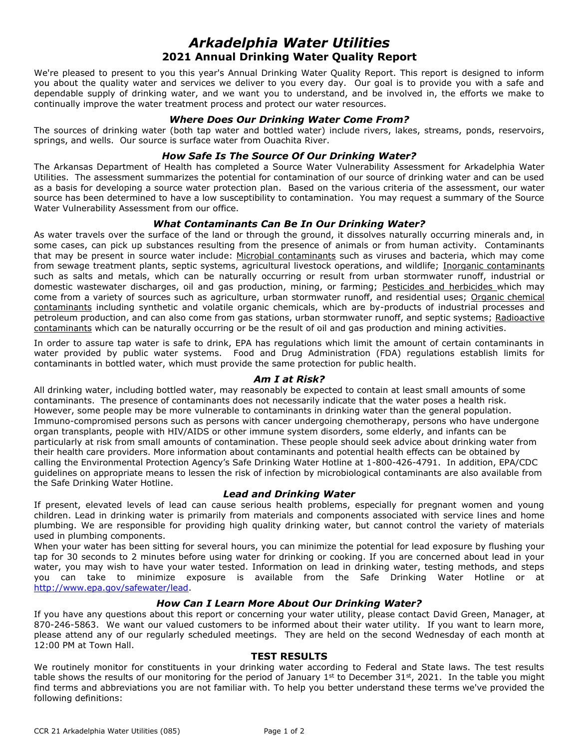# *Arkadelphia Water Utilities*

## 2021 Annual Drinking Water Quality Report

We're pleased to present to you this year's Annual Drinking Water Quality Report. This report is designed to inform you about the quality water and services we deliver to you every day. Our goal is to provide you with a safe and dependable supply of drinking water, and we want you to understand, and be involved in, the efforts we make to continually improve the water treatment process and protect our water resources.

### *Where Does Our Drinking Water Come From?*

The sources of drinking water (both tap water and bottled water) include rivers, lakes, streams, ponds, reservoirs, springs, and wells. Our source is surface water from Ouachita River.

### *How Safe Is The Source Of Our Drinking Water?*

The Arkansas Department of Health has completed a Source Water Vulnerability Assessment for Arkadelphia Water Utilities. The assessment summarizes the potential for contamination of our source of drinking water and can be used as a basis for developing a source water protection plan. Based on the various criteria of the assessment, our water source has been determined to have a low susceptibility to contamination. You may request a summary of the Source Water Vulnerability Assessment from our office.

### *What Contaminants Can Be In Our Drinking Water?*

As water travels over the surface of the land or through the ground, it dissolves naturally occurring minerals and, in some cases, can pick up substances resulting from the presence of animals or from human activity. Contaminants that may be present in source water include: Microbial contaminants such as viruses and bacteria, which may come from sewage treatment plants, septic systems, agricultural livestock operations, and wildlife; Inorganic contaminants such as salts and metals, which can be naturally occurring or result from urban stormwater runoff, industrial or domestic wastewater discharges, oil and gas production, mining, or farming; Pesticides and herbicides which may come from a variety of sources such as agriculture, urban stormwater runoff, and residential uses; Organic chemical contaminants including synthetic and volatile organic chemicals, which are by-products of industrial processes and petroleum production, and can also come from gas stations, urban stormwater runoff, and septic systems; Radioactive contaminants which can be naturally occurring or be the result of oil and gas production and mining activities.

In order to assure tap water is safe to drink, EPA has regulations which limit the amount of certain contaminants in water provided by public water systems. Food and Drug Administration (FDA) regulations establish limits for contaminants in bottled water, which must provide the same protection for public health.

### *Am I at Risk?*

All drinking water, including bottled water, may reasonably be expected to contain at least small amounts of some contaminants. The presence of contaminants does not necessarily indicate that the water poses a health risk. However, some people may be more vulnerable to contaminants in drinking water than the general population. Immuno-compromised persons such as persons with cancer undergoing chemotherapy, persons who have undergone organ transplants, people with HIV/AIDS or other immune system disorders, some elderly, and infants can be particularly at risk from small amounts of contamination. These people should seek advice about drinking water from their health care providers. More information about contaminants and potential health effects can be obtained by calling the Environmental Protection Agency's Safe Drinking Water Hotline at 1-800-426-4791. In addition, EPA/CDC guidelines on appropriate means to lessen the risk of infection by microbiological contaminants are also available from the Safe Drinking Water Hotline.

### *Lead and Drinking Water*

If present, elevated levels of lead can cause serious health problems, especially for pregnant women and young children. Lead in drinking water is primarily from materials and components associated with service lines and home plumbing. We are responsible for providing high quality drinking water, but cannot control the variety of materials used in plumbing components.

When your water has been sitting for several hours, you can minimize the potential for lead exposure by flushing your tap for 30 seconds to 2 minutes before using water for drinking or cooking. If you are concerned about lead in your water, you may wish to have your water tested. Information on lead in drinking water, testing methods, and steps you can take to minimize exposure is available from the Safe Drinking Water Hotline or at http://www.epa.gov/safewater/lead.

### *How Can I Learn More About Our Drinking Water?*

If you have any questions about this report or concerning your water utility, please contact David Green, Manager, at 870-246-5863. We want our valued customers to be informed about their water utility. If you want to learn more, please attend any of our regularly scheduled meetings. They are held on the second Wednesday of each month at 12:00 PM at Town Hall.

### TEST RESULTS

We routinely monitor for constituents in your drinking water according to Federal and State laws. The test results table shows the results of our monitoring for the period of January 1st to December 31st, 2021. In the table you might find terms and abbreviations you are not familiar with. To help you better understand these terms we've provided the following definitions: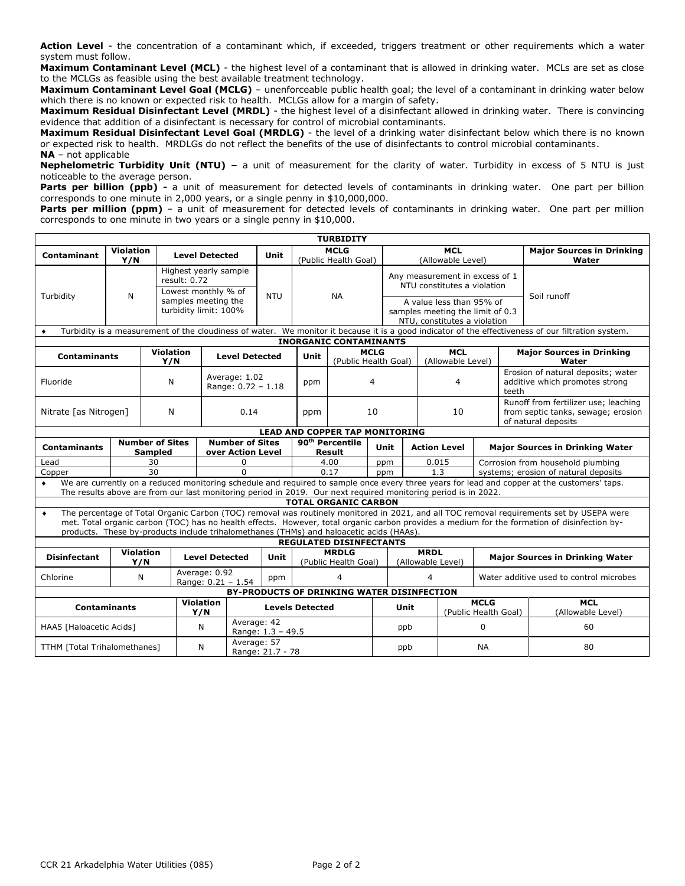**Action Level** - the concentration of a contaminant which, if exceeded, triggers treatment or other requirements which a water system must follow.

**Maximum Contaminant Level (MCL)** - the highest level of a contaminant that is allowed in drinking water. MCLs are set as close to the MCLGs as feasible using the best available treatment technology.

**Maximum Contaminant Level Goal (MCLG)** – unenforceable public health goal; the level of a contaminant in drinking water below which there is no known or expected risk to health. MCLGs allow for a margin of safety.

**Maximum Residual Disinfectant Level (MRDL)** - the highest level of a disinfectant allowed in drinking water. There is convincing evidence that addition of a disinfectant is necessary for control of microbial contaminants.

**Maximum Residual Disinfectant Level Goal (MRDLG)** - the level of a drinking water disinfectant below which there is no known or expected risk to health. MRDLGs do not reflect the benefits of the use of disinfectants to control microbial contaminants.

**NA** – not applicable

**Nephelometric Turbidity Unit (NTU) –** a unit of measurement for the clarity of water. Turbidity in excess of 5 NTU is just noticeable to the average person.

**Parts per billion (ppb) -** a unit of measurement for detected levels of contaminants in drinking water. One part per billion corresponds to one minute in 2,000 years, or a single penny in $10,000,000.

**Parts per million (ppm)** – a unit of measurement for detected levels of contaminants in drinking water. One part per million corresponds to one minute in two years or a single penny in $10,000.

**TURBIDITY**

| Contaminant | Violation Y/N | Level Detected | Unit | MCLG (Public Health Goal) | MCL (Allowable Level) | Major Sources in Drinking Water |
|---|---|---|---|---|---|---|
| Turbidity | N | Highest yearly sample result: 0.72 | NTU | NA | Any measurement in excess of 1 NTU constitutes a violation | Soil runoff |
| | | Lowest monthly % of samples meeting the turbidity limit: 100% | | | A value less than 95% of samples meeting the limit of 0.3 NTU, constitutes a violation | |

- Turbidity is a measurement of the cloudiness of water. We monitor it because it is a good indicator of the effectiveness of our filtration system.

**INORGANIC CONTAMINANTS**

| Contaminants | Violation Y/N | Level Detected | Unit | MCLG (Public Health Goal) | MCL (Allowable Level) | Major Sources in Drinking Water |
|---|---|---|---|---|---|---|
| Fluoride | N | Average: 1.02<br>Range: 0.72 – 1.18 | ppm | 4 | 4 | Erosion of natural deposits; water additive which promotes strong teeth |
| Nitrate [as Nitrogen] | N | 0.14 | ppm | 10 | 10 | Runoff from fertilizer use; leaching from septic tanks, sewage; erosion of natural deposits |

**LEAD AND COPPER TAP MONITORING**

| Contaminants | Number of Sites Sampled | Number of Sites over Action Level | 90th Percentile Result | Unit | Action Level | Major Sources in Drinking Water |
|---|---|---|---|---|---|---|
| Lead | 30 | 0 | 4.00 | ppm | 0.015 | Corrosion from household plumbing systems; erosion of natural deposits |
| Copper | 30 | 0 | 0.17 | ppm | 1.3 | |

- We are currently on a reduced monitoring schedule and required to sample once every three years for lead and copper at the customers' taps. The results above are from our last monitoring period in 2019. Our next required monitoring period is in 2022.

**TOTAL ORGANIC CARBON**

- The percentage of Total Organic Carbon (TOC) removal was routinely monitored in 2021, and all TOC removal requirements set by USEPA were met. Total organic carbon (TOC) has no health effects. However, total organic carbon provides a medium for the formation of disinfection by-products. These by-products include trihalomethanes (THMs) and haloacetic acids (HAAs).

**REGULATED DISINFECTANTS**

| Disinfectant | Violation Y/N | Level Detected | Unit | MRDLG (Public Health Goal) | MRDL (Allowable Level) | Major Sources in Drinking Water |
|---|---|---|---|---|---|---|
| Chlorine | N | Average: 0.92<br>Range: 0.21 – 1.54 | ppm | 4 | 4 | Water additive used to control microbes |

**BY-PRODUCTS OF DRINKING WATER DISINFECTION**

| Contaminants | Violation Y/N | Levels Detected | Unit | MCLG (Public Health Goal) | MCL (Allowable Level) |
|---|---|---|---|---|---|
| HAA5 [Haloacetic Acids] | N | Average: 42<br>Range: 1.3 – 49.5 | ppb | 0 | 60 |
| TTHM [Total Trihalomethanes] | N | Average: 57<br>Range: 21.7 - 78 | ppb | NA | 80 |

CCR 21 Arkadelphia Water Utilities (085)